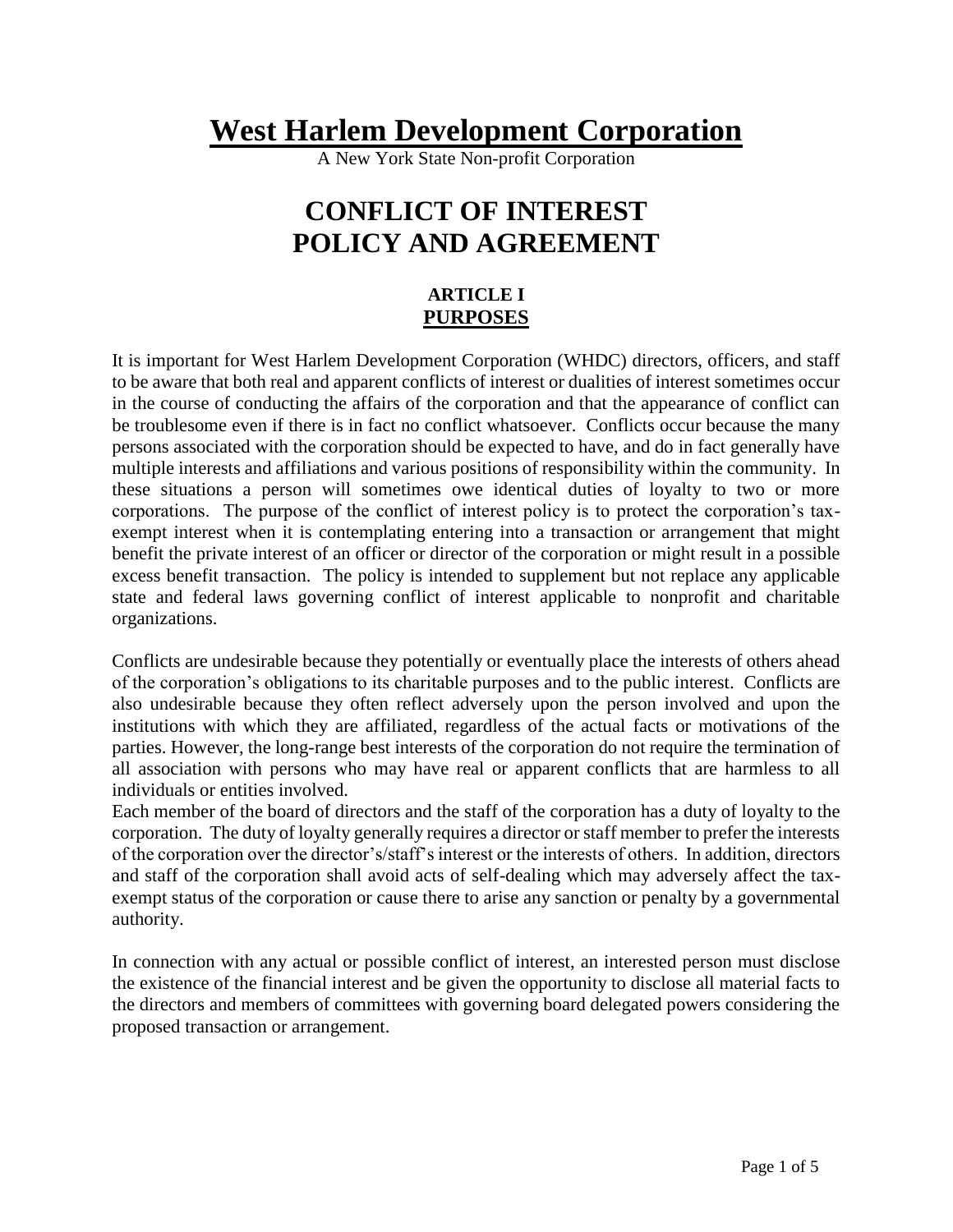# West Harlem Development Corporation

A New York State Non-profit Corporation

# CONFLICT OF INTEREST POLICY AND AGREEMENT

## ARTICLE I
## PURPOSES

It is important for West Harlem Development Corporation (WHDC) directors, officers, and staff to be aware that both real and apparent conflicts of interest or dualities of interest sometimes occur in the course of conducting the affairs of the corporation and that the appearance of conflict can be troublesome even if there is in fact no conflict whatsoever. Conflicts occur because the many persons associated with the corporation should be expected to have, and do in fact generally have multiple interests and affiliations and various positions of responsibility within the community. In these situations a person will sometimes owe identical duties of loyalty to two or more corporations. The purpose of the conflict of interest policy is to protect the corporation's tax-exempt interest when it is contemplating entering into a transaction or arrangement that might benefit the private interest of an officer or director of the corporation or might result in a possible excess benefit transaction. The policy is intended to supplement but not replace any applicable state and federal laws governing conflict of interest applicable to nonprofit and charitable organizations.

Conflicts are undesirable because they potentially or eventually place the interests of others ahead of the corporation's obligations to its charitable purposes and to the public interest. Conflicts are also undesirable because they often reflect adversely upon the person involved and upon the institutions with which they are affiliated, regardless of the actual facts or motivations of the parties. However, the long-range best interests of the corporation do not require the termination of all association with persons who may have real or apparent conflicts that are harmless to all individuals or entities involved.

Each member of the board of directors and the staff of the corporation has a duty of loyalty to the corporation. The duty of loyalty generally requires a director or staff member to prefer the interests of the corporation over the director's/staff's interest or the interests of others. In addition, directors and staff of the corporation shall avoid acts of self-dealing which may adversely affect the tax-exempt status of the corporation or cause there to arise any sanction or penalty by a governmental authority.

In connection with any actual or possible conflict of interest, an interested person must disclose the existence of the financial interest and be given the opportunity to disclose all material facts to the directors and members of committees with governing board delegated powers considering the proposed transaction or arrangement.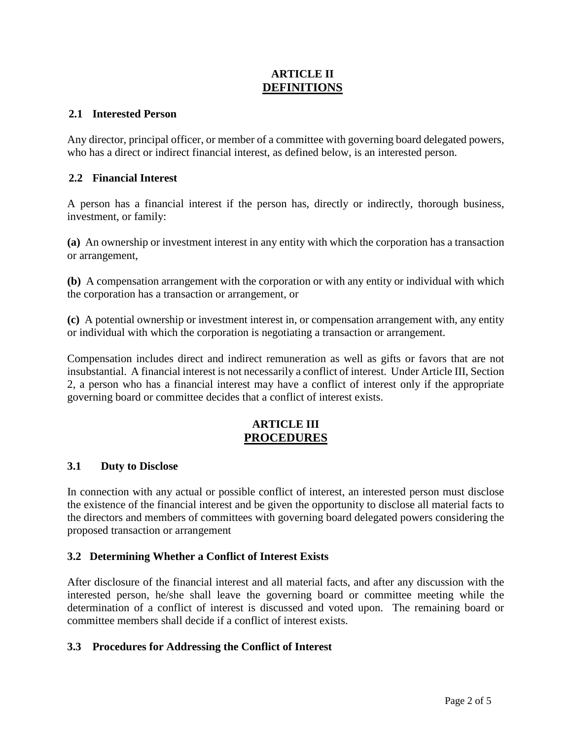## ARTICLE II
## DEFINITIONS

### 2.1 Interested Person

Any director, principal officer, or member of a committee with governing board delegated powers, who has a direct or indirect financial interest, as defined below, is an interested person.

### 2.2 Financial Interest

A person has a financial interest if the person has, directly or indirectly, thorough business, investment, or family:

**(a)** An ownership or investment interest in any entity with which the corporation has a transaction or arrangement,

**(b)** A compensation arrangement with the corporation or with any entity or individual with which the corporation has a transaction or arrangement, or

**(c)** A potential ownership or investment interest in, or compensation arrangement with, any entity or individual with which the corporation is negotiating a transaction or arrangement.

Compensation includes direct and indirect remuneration as well as gifts or favors that are not insubstantial. A financial interest is not necessarily a conflict of interest. Under Article III, Section 2, a person who has a financial interest may have a conflict of interest only if the appropriate governing board or committee decides that a conflict of interest exists.

## ARTICLE III
## PROCEDURES

### 3.1 Duty to Disclose

In connection with any actual or possible conflict of interest, an interested person must disclose the existence of the financial interest and be given the opportunity to disclose all material facts to the directors and members of committees with governing board delegated powers considering the proposed transaction or arrangement

### 3.2 Determining Whether a Conflict of Interest Exists

After disclosure of the financial interest and all material facts, and after any discussion with the interested person, he/she shall leave the governing board or committee meeting while the determination of a conflict of interest is discussed and voted upon. The remaining board or committee members shall decide if a conflict of interest exists.

### 3.3 Procedures for Addressing the Conflict of Interest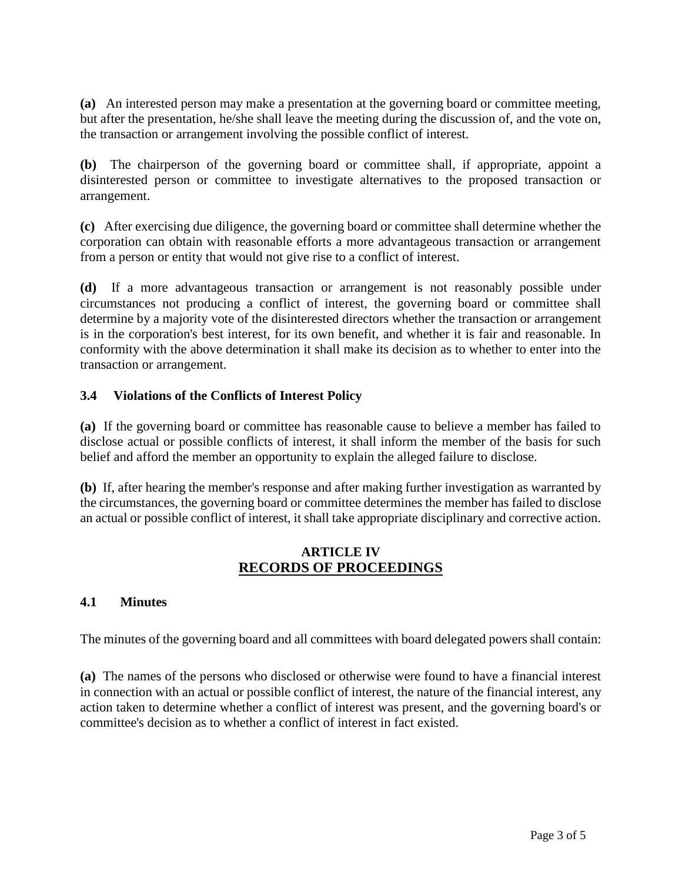**(a)** An interested person may make a presentation at the governing board or committee meeting, but after the presentation, he/she shall leave the meeting during the discussion of, and the vote on, the transaction or arrangement involving the possible conflict of interest.

**(b)** The chairperson of the governing board or committee shall, if appropriate, appoint a disinterested person or committee to investigate alternatives to the proposed transaction or arrangement.

**(c)** After exercising due diligence, the governing board or committee shall determine whether the corporation can obtain with reasonable efforts a more advantageous transaction or arrangement from a person or entity that would not give rise to a conflict of interest.

**(d)** If a more advantageous transaction or arrangement is not reasonably possible under circumstances not producing a conflict of interest, the governing board or committee shall determine by a majority vote of the disinterested directors whether the transaction or arrangement is in the corporation's best interest, for its own benefit, and whether it is fair and reasonable. In conformity with the above determination it shall make its decision as to whether to enter into the transaction or arrangement.

### 3.4 Violations of the Conflicts of Interest Policy

**(a)** If the governing board or committee has reasonable cause to believe a member has failed to disclose actual or possible conflicts of interest, it shall inform the member of the basis for such belief and afford the member an opportunity to explain the alleged failure to disclose.

**(b)** If, after hearing the member's response and after making further investigation as warranted by the circumstances, the governing board or committee determines the member has failed to disclose an actual or possible conflict of interest, it shall take appropriate disciplinary and corrective action.

## ARTICLE IV
## RECORDS OF PROCEEDINGS

### 4.1 Minutes

The minutes of the governing board and all committees with board delegated powers shall contain:

**(a)** The names of the persons who disclosed or otherwise were found to have a financial interest in connection with an actual or possible conflict of interest, the nature of the financial interest, any action taken to determine whether a conflict of interest was present, and the governing board's or committee's decision as to whether a conflict of interest in fact existed.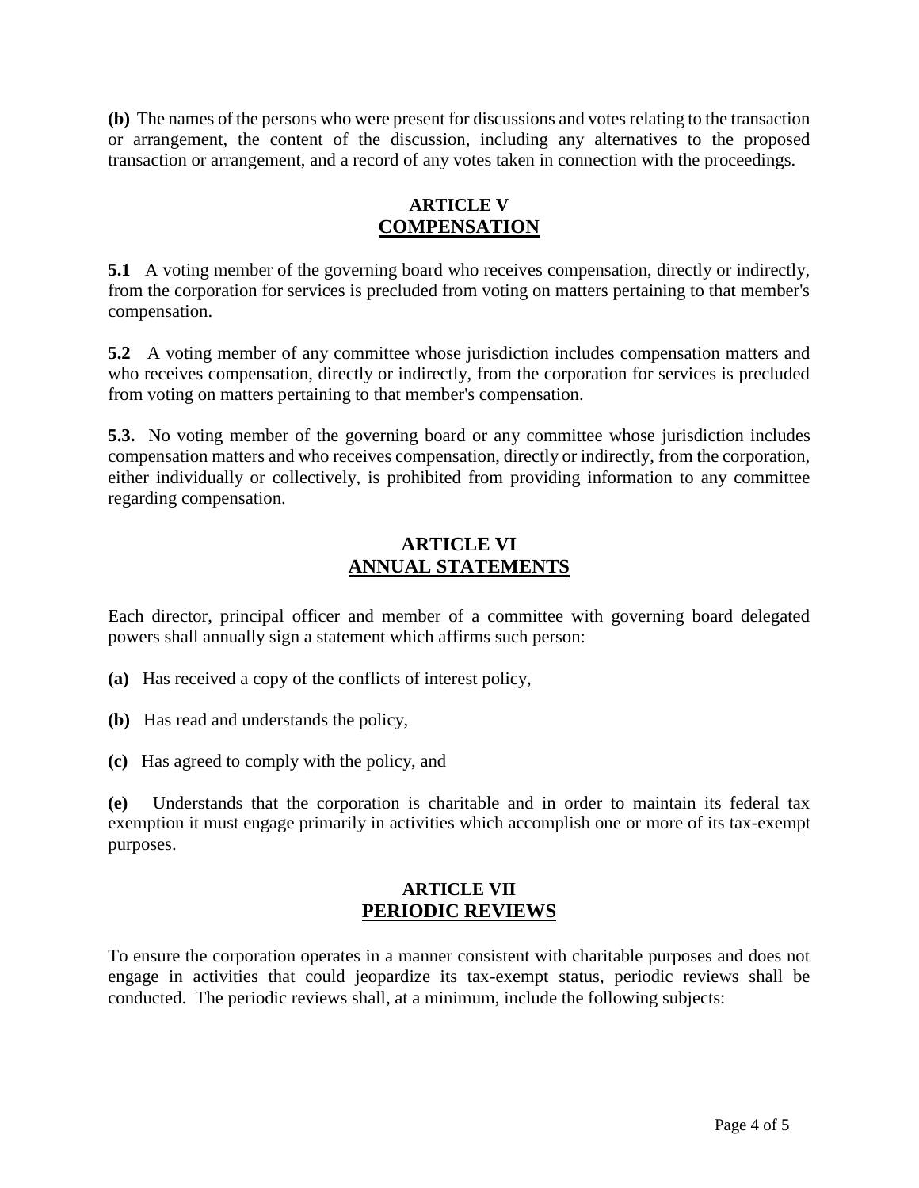**(b)** The names of the persons who were present for discussions and votes relating to the transaction or arrangement, the content of the discussion, including any alternatives to the proposed transaction or arrangement, and a record of any votes taken in connection with the proceedings.

## ARTICLE V
## COMPENSATION

**5.1** A voting member of the governing board who receives compensation, directly or indirectly, from the corporation for services is precluded from voting on matters pertaining to that member's compensation.

**5.2** A voting member of any committee whose jurisdiction includes compensation matters and who receives compensation, directly or indirectly, from the corporation for services is precluded from voting on matters pertaining to that member's compensation.

**5.3.** No voting member of the governing board or any committee whose jurisdiction includes compensation matters and who receives compensation, directly or indirectly, from the corporation, either individually or collectively, is prohibited from providing information to any committee regarding compensation.

## ARTICLE VI
## ANNUAL STATEMENTS

Each director, principal officer and member of a committee with governing board delegated powers shall annually sign a statement which affirms such person:

**(a)** Has received a copy of the conflicts of interest policy,

**(b)** Has read and understands the policy,

**(c)** Has agreed to comply with the policy, and

**(e)** Understands that the corporation is charitable and in order to maintain its federal tax exemption it must engage primarily in activities which accomplish one or more of its tax-exempt purposes.

## ARTICLE VII
## PERIODIC REVIEWS

To ensure the corporation operates in a manner consistent with charitable purposes and does not engage in activities that could jeopardize its tax-exempt status, periodic reviews shall be conducted. The periodic reviews shall, at a minimum, include the following subjects: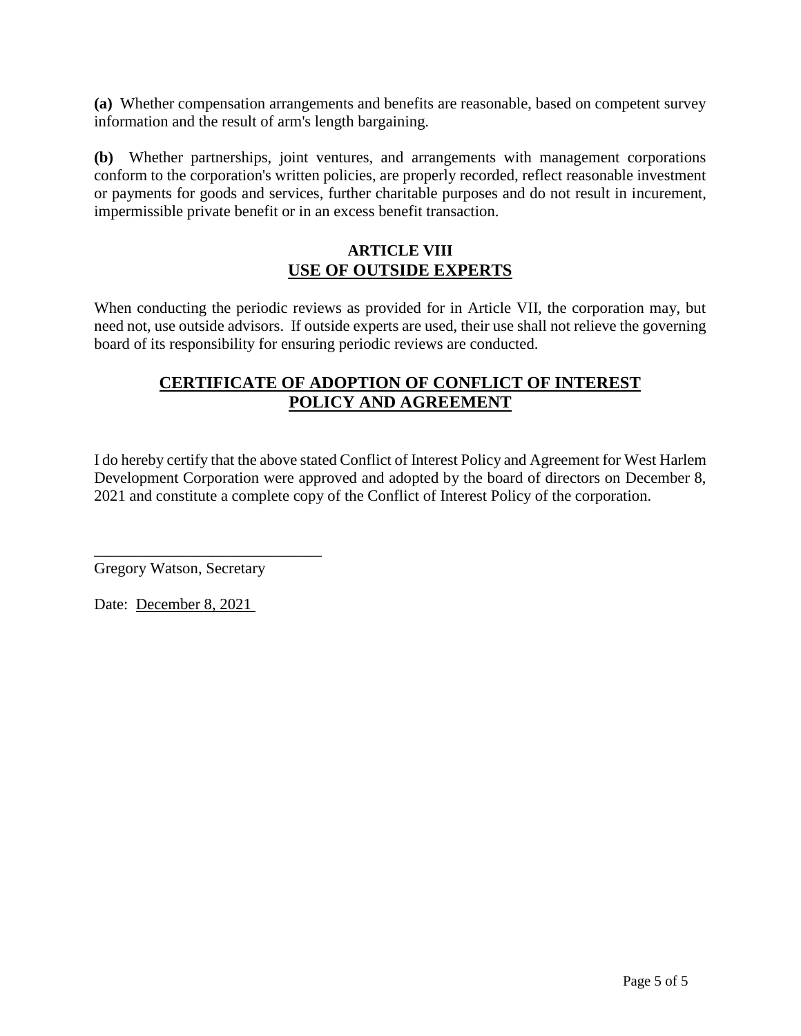**(a)** Whether compensation arrangements and benefits are reasonable, based on competent survey information and the result of arm's length bargaining.

**(b)** Whether partnerships, joint ventures, and arrangements with management corporations conform to the corporation's written policies, are properly recorded, reflect reasonable investment or payments for goods and services, further charitable purposes and do not result in incurement, impermissible private benefit or in an excess benefit transaction.

## ARTICLE VIII
## USE OF OUTSIDE EXPERTS

When conducting the periodic reviews as provided for in Article VII, the corporation may, but need not, use outside advisors. If outside experts are used, their use shall not relieve the governing board of its responsibility for ensuring periodic reviews are conducted.

## CERTIFICATE OF ADOPTION OF CONFLICT OF INTEREST POLICY AND AGREEMENT

I do hereby certify that the above stated Conflict of Interest Policy and Agreement for West Harlem Development Corporation were approved and adopted by the board of directors on December 8, 2021 and constitute a complete copy of the Conflict of Interest Policy of the corporation.

\_\_\_\_\_\_\_\_\_\_\_\_\_\_\_\_\_\_\_\_\_\_\_\_\_\_\_\_\_\_

Gregory Watson, Secretary

Date: December 8, 2021